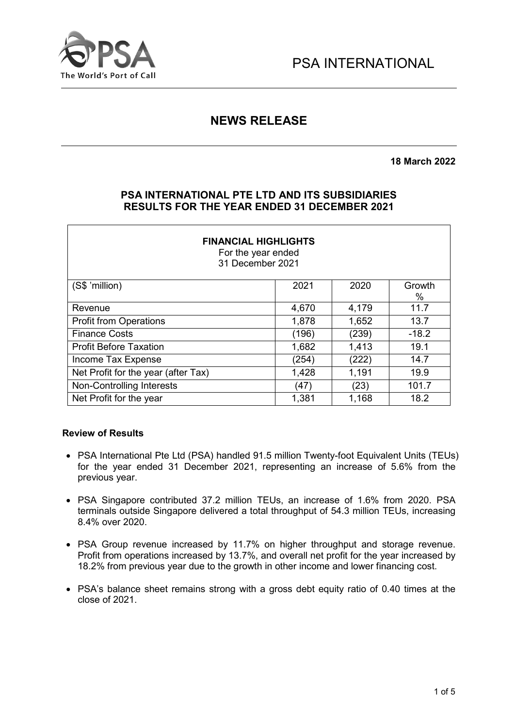PSA INTERNATIONAL

# NEWS RELEASE

**18 March 2022**

## PSA INTERNATIONAL PTE LTD AND ITS SUBSIDIARIES RESULTS FOR THE YEAR ENDED 31 DECEMBER 2021

**FINANCIAL HIGHLIGHTS**
For the year ended
31 December 2021

| (S$ 'million) | 2021 | 2020 | Growth % |
|---|---|---|---|
| Revenue | 4,670 | 4,179 | 11.7 |
| Profit from Operations | 1,878 | 1,652 | 13.7 |
| Finance Costs | (196) | (239) | -18.2 |
| Profit Before Taxation | 1,682 | 1,413 | 19.1 |
| Income Tax Expense | (254) | (222) | 14.7 |
| Net Profit for the year (after Tax) | 1,428 | 1,191 | 19.9 |
| Non-Controlling Interests | (47) | (23) | 101.7 |
| Net Profit for the year | 1,381 | 1,168 | 18.2 |

**Review of Results**

- PSA International Pte Ltd (PSA) handled 91.5 million Twenty-foot Equivalent Units (TEUs) for the year ended 31 December 2021, representing an increase of 5.6% from the previous year.
- PSA Singapore contributed 37.2 million TEUs, an increase of 1.6% from 2020. PSA terminals outside Singapore delivered a total throughput of 54.3 million TEUs, increasing 8.4% over 2020.
- PSA Group revenue increased by 11.7% on higher throughput and storage revenue. Profit from operations increased by 13.7%, and overall net profit for the year increased by 18.2% from previous year due to the growth in other income and lower financing cost.
- PSA's balance sheet remains strong with a gross debt equity ratio of 0.40 times at the close of 2021.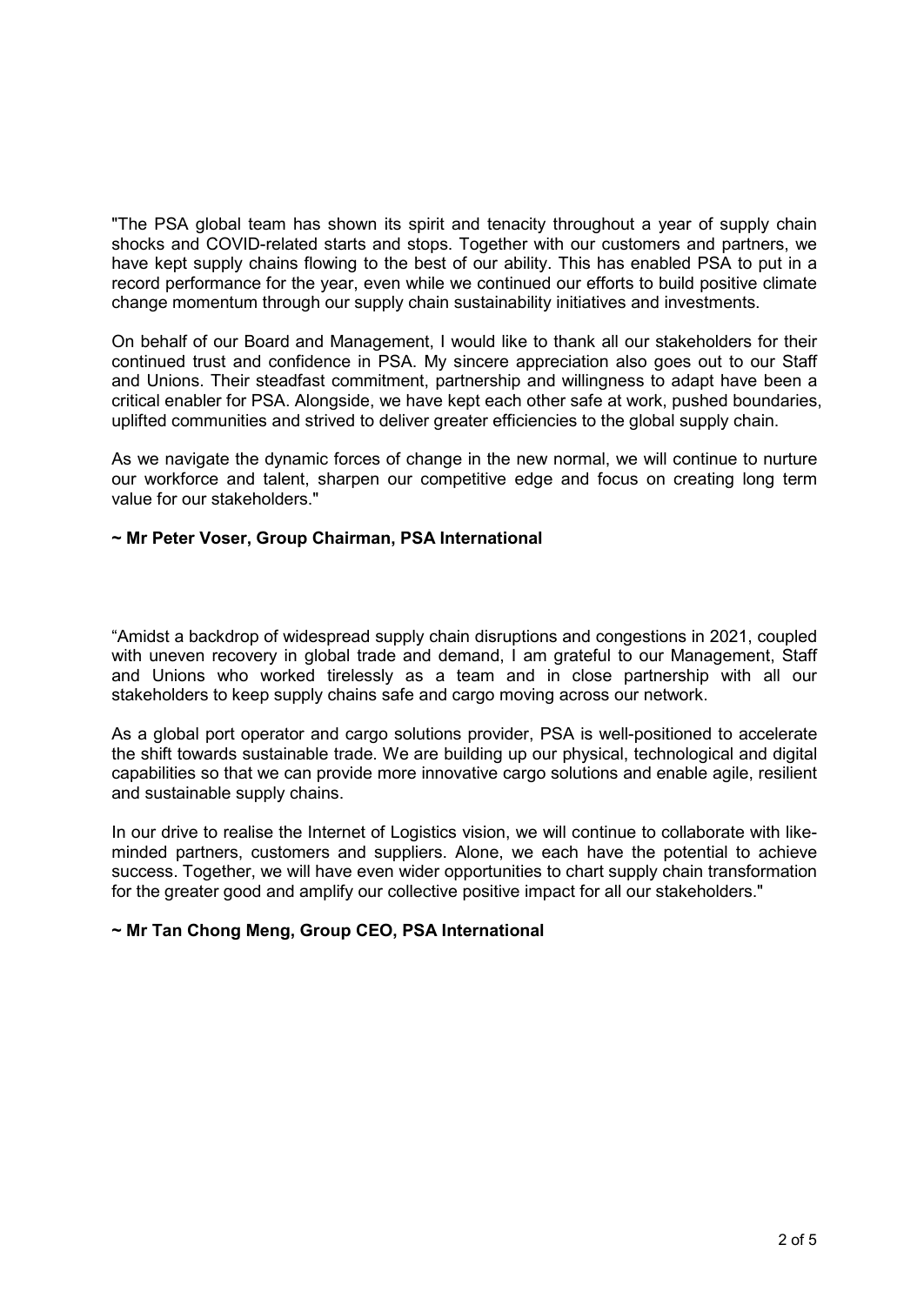"The PSA global team has shown its spirit and tenacity throughout a year of supply chain shocks and COVID-related starts and stops. Together with our customers and partners, we have kept supply chains flowing to the best of our ability. This has enabled PSA to put in a record performance for the year, even while we continued our efforts to build positive climate change momentum through our supply chain sustainability initiatives and investments.

On behalf of our Board and Management, I would like to thank all our stakeholders for their continued trust and confidence in PSA. My sincere appreciation also goes out to our Staff and Unions. Their steadfast commitment, partnership and willingness to adapt have been a critical enabler for PSA. Alongside, we have kept each other safe at work, pushed boundaries, uplifted communities and strived to deliver greater efficiencies to the global supply chain.

As we navigate the dynamic forces of change in the new normal, we will continue to nurture our workforce and talent, sharpen our competitive edge and focus on creating long term value for our stakeholders."

**~ Mr Peter Voser, Group Chairman, PSA International**

"Amidst a backdrop of widespread supply chain disruptions and congestions in 2021, coupled with uneven recovery in global trade and demand, I am grateful to our Management, Staff and Unions who worked tirelessly as a team and in close partnership with all our stakeholders to keep supply chains safe and cargo moving across our network.

As a global port operator and cargo solutions provider, PSA is well-positioned to accelerate the shift towards sustainable trade. We are building up our physical, technological and digital capabilities so that we can provide more innovative cargo solutions and enable agile, resilient and sustainable supply chains.

In our drive to realise the Internet of Logistics vision, we will continue to collaborate with like-minded partners, customers and suppliers. Alone, we each have the potential to achieve success. Together, we will have even wider opportunities to chart supply chain transformation for the greater good and amplify our collective positive impact for all our stakeholders."

**~ Mr Tan Chong Meng, Group CEO, PSA International**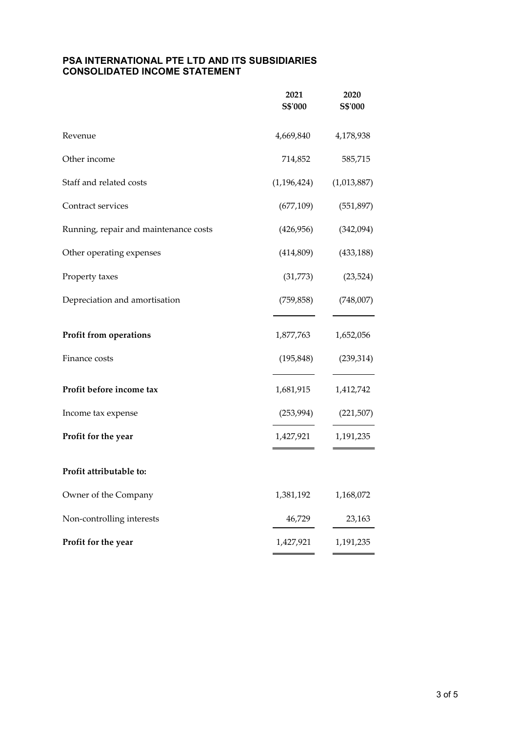## PSA INTERNATIONAL PTE LTD AND ITS SUBSIDIARIES
## CONSOLIDATED INCOME STATEMENT

| | 2021<br>S$'000 | 2020<br>S$'000 |
|---|---|---|
| Revenue | 4,669,840 | 4,178,938 |
| Other income | 714,852 | 585,715 |
| Staff and related costs | (1,196,424) | (1,013,887) |
| Contract services | (677,109) | (551,897) |
| Running, repair and maintenance costs | (426,956) | (342,094) |
| Other operating expenses | (414,809) | (433,188) |
| Property taxes | (31,773) | (23,524) |
| Depreciation and amortisation | (759,858) | (748,007) |
| **Profit from operations** | 1,877,763 | 1,652,056 |
| Finance costs | (195,848) | (239,314) |
| **Profit before income tax** | 1,681,915 | 1,412,742 |
| Income tax expense | (253,994) | (221,507) |
| **Profit for the year** | 1,427,921 | 1,191,235 |
| | | |
| **Profit attributable to:** | | |
| Owner of the Company | 1,381,192 | 1,168,072 |
| Non-controlling interests | 46,729 | 23,163 |
| **Profit for the year** | 1,427,921 | 1,191,235 |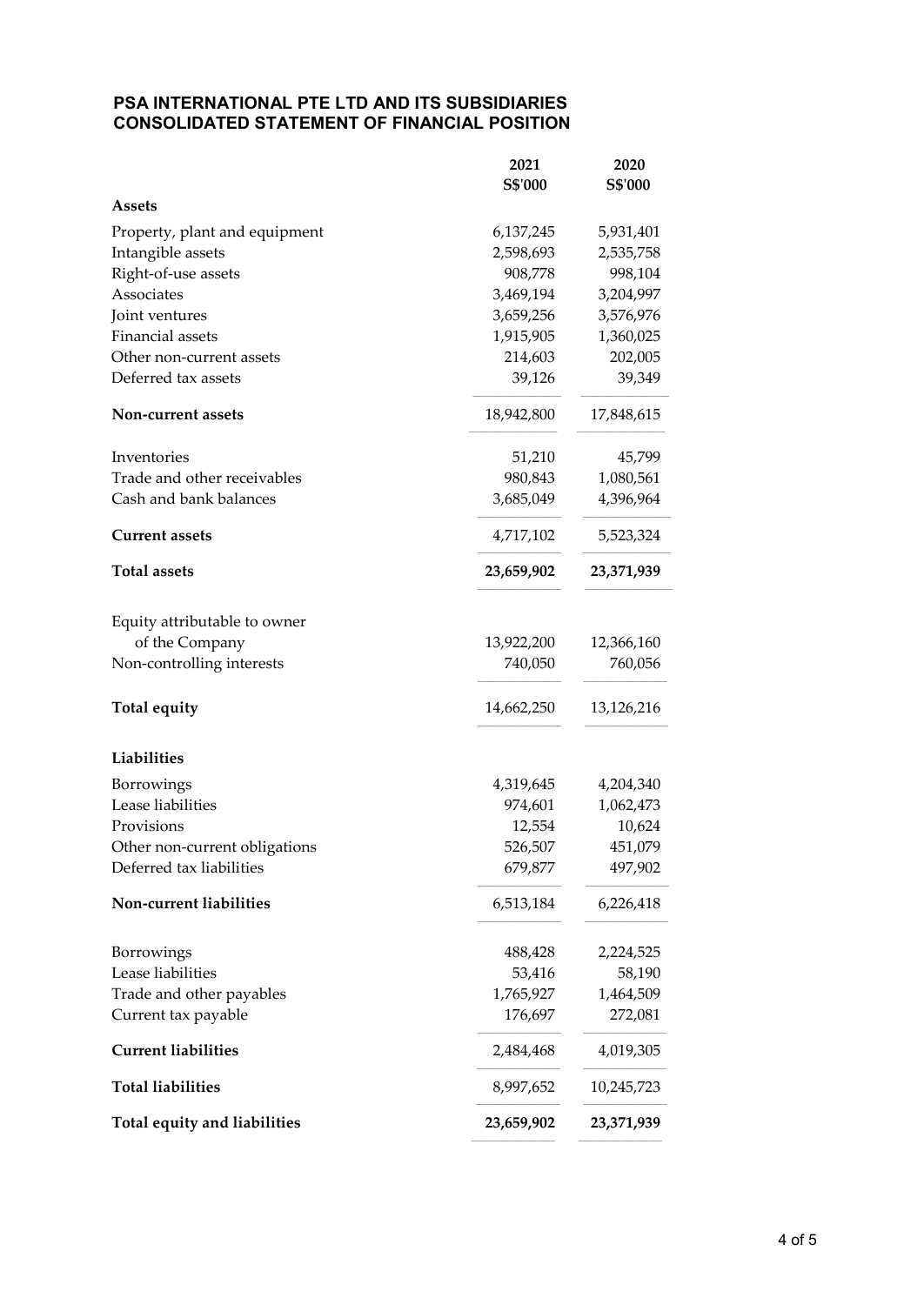## PSA INTERNATIONAL PTE LTD AND ITS SUBSIDIARIES
## CONSOLIDATED STATEMENT OF FINANCIAL POSITION

| | 2021<br>S$'000 | 2020<br>S$'000 |
|---|---|---|
| **Assets** | | |
| Property, plant and equipment | 6,137,245 | 5,931,401 |
| Intangible assets | 2,598,693 | 2,535,758 |
| Right-of-use assets | 908,778 | 998,104 |
| Associates | 3,469,194 | 3,204,997 |
| Joint ventures | 3,659,256 | 3,576,976 |
| Financial assets | 1,915,905 | 1,360,025 |
| Other non-current assets | 214,603 | 202,005 |
| Deferred tax assets | 39,126 | 39,349 |
| **Non-current assets** | 18,942,800 | 17,848,615 |
| Inventories | 51,210 | 45,799 |
| Trade and other receivables | 980,843 | 1,080,561 |
| Cash and bank balances | 3,685,049 | 4,396,964 |
| **Current assets** | 4,717,102 | 5,523,324 |
| **Total assets** | **23,659,902** | **23,371,939** |
| Equity attributable to owner of the Company | 13,922,200 | 12,366,160 |
| Non-controlling interests | 740,050 | 760,056 |
| **Total equity** | 14,662,250 | 13,126,216 |
| **Liabilities** | | |
| Borrowings | 4,319,645 | 4,204,340 |
| Lease liabilities | 974,601 | 1,062,473 |
| Provisions | 12,554 | 10,624 |
| Other non-current obligations | 526,507 | 451,079 |
| Deferred tax liabilities | 679,877 | 497,902 |
| **Non-current liabilities** | 6,513,184 | 6,226,418 |
| Borrowings | 488,428 | 2,224,525 |
| Lease liabilities | 53,416 | 58,190 |
| Trade and other payables | 1,765,927 | 1,464,509 |
| Current tax payable | 176,697 | 272,081 |
| **Current liabilities** | 2,484,468 | 4,019,305 |
| **Total liabilities** | 8,997,652 | 10,245,723 |
| **Total equity and liabilities** | **23,659,902** | **23,371,939** |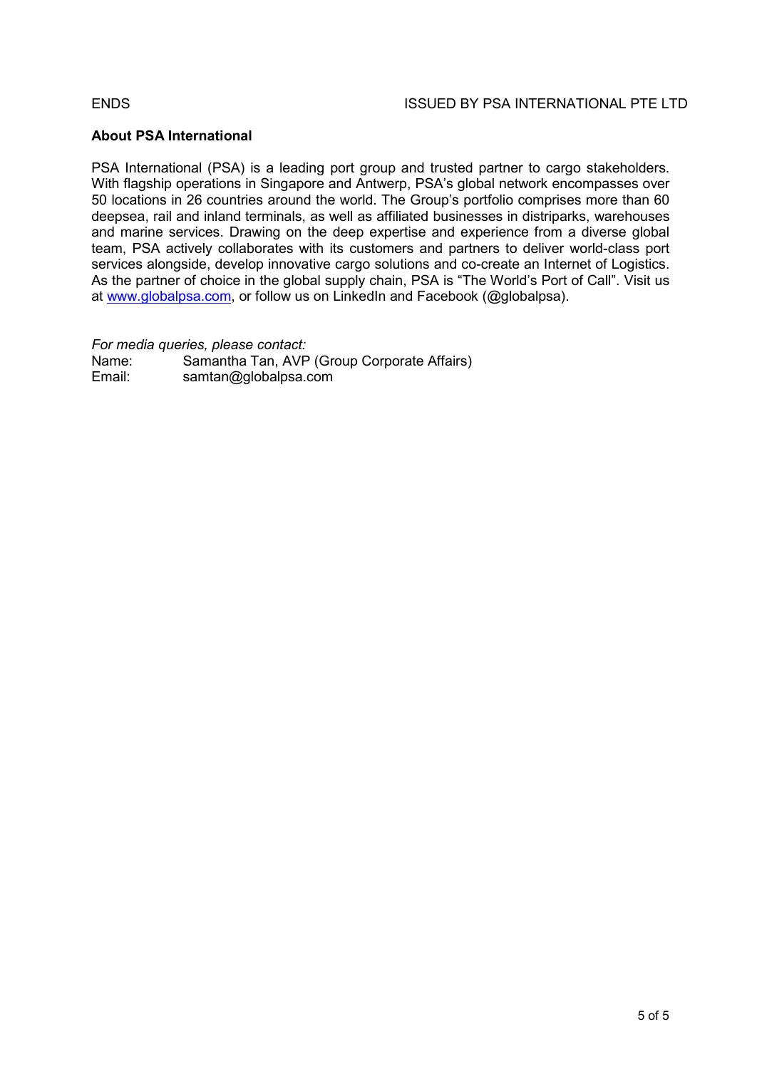ENDS ISSUED BY PSA INTERNATIONAL PTE LTD

**About PSA International**

PSA International (PSA) is a leading port group and trusted partner to cargo stakeholders. With flagship operations in Singapore and Antwerp, PSA's global network encompasses over 50 locations in 26 countries around the world. The Group's portfolio comprises more than 60 deepsea, rail and inland terminals, as well as affiliated businesses in distriparks, warehouses and marine services. Drawing on the deep expertise and experience from a diverse global team, PSA actively collaborates with its customers and partners to deliver world-class port services alongside, develop innovative cargo solutions and co-create an Internet of Logistics. As the partner of choice in the global supply chain, PSA is "The World's Port of Call". Visit us at www.globalpsa.com, or follow us on LinkedIn and Facebook (@globalpsa).

*For media queries, please contact:*
Name: Samantha Tan, AVP (Group Corporate Affairs)
Email: samtan@globalpsa.com